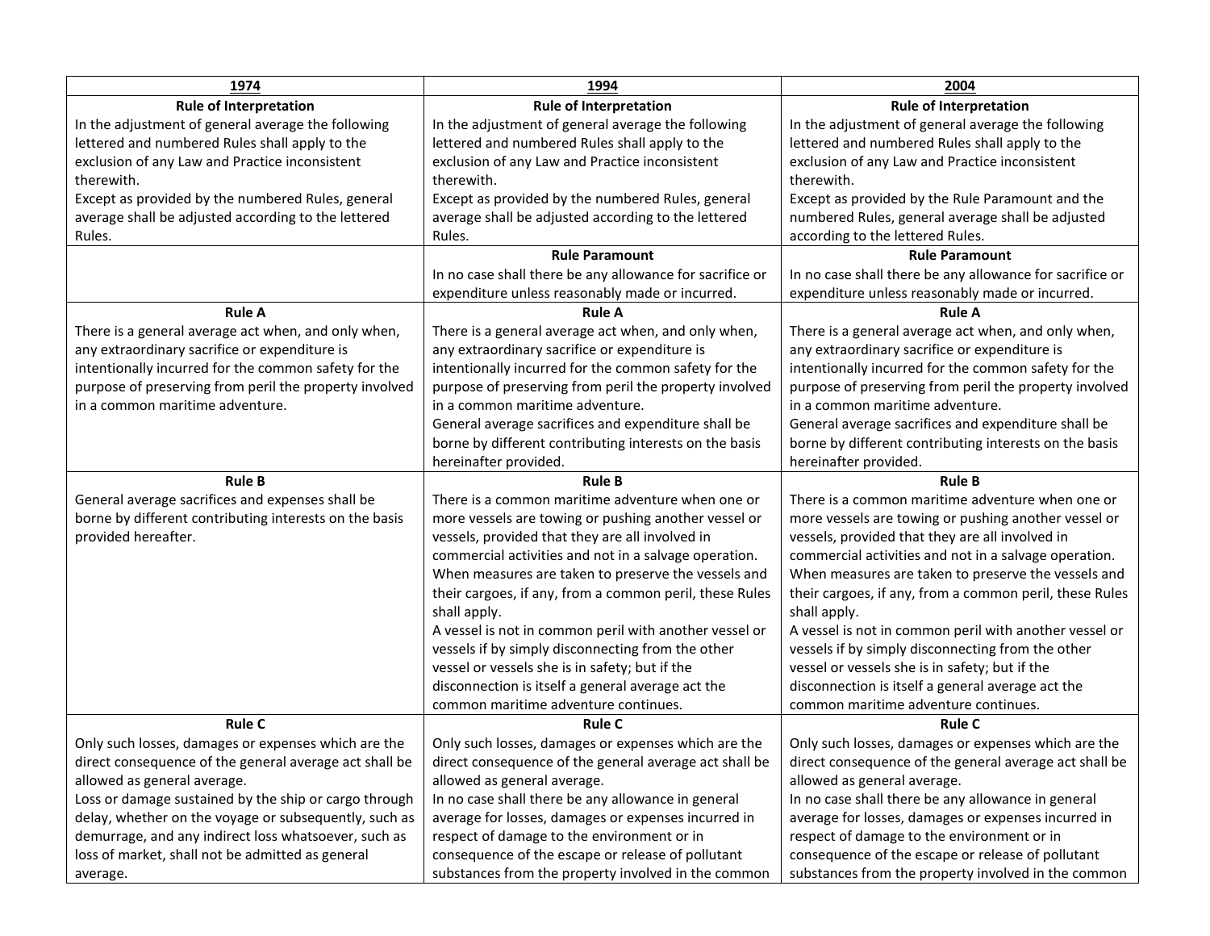| 1974 | 1994 | 2004 |
|---|---|---|
| **Rule of Interpretation**<br>In the adjustment of general average the following lettered and numbered Rules shall apply to the exclusion of any Law and Practice inconsistent therewith.<br>Except as provided by the numbered Rules, general average shall be adjusted according to the lettered Rules. | **Rule of Interpretation**<br>In the adjustment of general average the following lettered and numbered Rules shall apply to the exclusion of any Law and Practice inconsistent therewith.<br>Except as provided by the numbered Rules, general average shall be adjusted according to the lettered Rules. | **Rule of Interpretation**<br>In the adjustment of general average the following lettered and numbered Rules shall apply to the exclusion of any Law and Practice inconsistent therewith.<br>Except as provided by the Rule Paramount and the numbered Rules, general average shall be adjusted according to the lettered Rules. |
| | **Rule Paramount**<br>In no case shall there be any allowance for sacrifice or expenditure unless reasonably made or incurred. | **Rule Paramount**<br>In no case shall there be any allowance for sacrifice or expenditure unless reasonably made or incurred. |
| **Rule A**<br>There is a general average act when, and only when, any extraordinary sacrifice or expenditure is intentionally incurred for the common safety for the purpose of preserving from peril the property involved in a common maritime adventure. | **Rule A**<br>There is a general average act when, and only when, any extraordinary sacrifice or expenditure is intentionally incurred for the common safety for the purpose of preserving from peril the property involved in a common maritime adventure.<br>General average sacrifices and expenditure shall be borne by different contributing interests on the basis hereinafter provided. | **Rule A**<br>There is a general average act when, and only when, any extraordinary sacrifice or expenditure is intentionally incurred for the common safety for the purpose of preserving from peril the property involved in a common maritime adventure.<br>General average sacrifices and expenditure shall be borne by different contributing interests on the basis hereinafter provided. |
| **Rule B**<br>General average sacrifices and expenses shall be borne by different contributing interests on the basis provided hereafter. | **Rule B**<br>There is a common maritime adventure when one or more vessels are towing or pushing another vessel or vessels, provided that they are all involved in commercial activities and not in a salvage operation. When measures are taken to preserve the vessels and their cargoes, if any, from a common peril, these Rules shall apply.<br>A vessel is not in common peril with another vessel or vessels if by simply disconnecting from the other vessel or vessels she is in safety; but if the disconnection is itself a general average act the common maritime adventure continues. | **Rule B**<br>There is a common maritime adventure when one or more vessels are towing or pushing another vessel or vessels, provided that they are all involved in commercial activities and not in a salvage operation. When measures are taken to preserve the vessels and their cargoes, if any, from a common peril, these Rules shall apply.<br>A vessel is not in common peril with another vessel or vessels if by simply disconnecting from the other vessel or vessels she is in safety; but if the disconnection is itself a general average act the common maritime adventure continues. |
| **Rule C**<br>Only such losses, damages or expenses which are the direct consequence of the general average act shall be allowed as general average.<br>Loss or damage sustained by the ship or cargo through delay, whether on the voyage or subsequently, such as demurrage, and any indirect loss whatsoever, such as loss of market, shall not be admitted as general average. | **Rule C**<br>Only such losses, damages or expenses which are the direct consequence of the general average act shall be allowed as general average.<br>In no case shall there be any allowance in general average for losses, damages or expenses incurred in respect of damage to the environment or in consequence of the escape or release of pollutant substances from the property involved in the common | **Rule C**<br>Only such losses, damages or expenses which are the direct consequence of the general average act shall be allowed as general average.<br>In no case shall there be any allowance in general average for losses, damages or expenses incurred in respect of damage to the environment or in consequence of the escape or release of pollutant substances from the property involved in the common |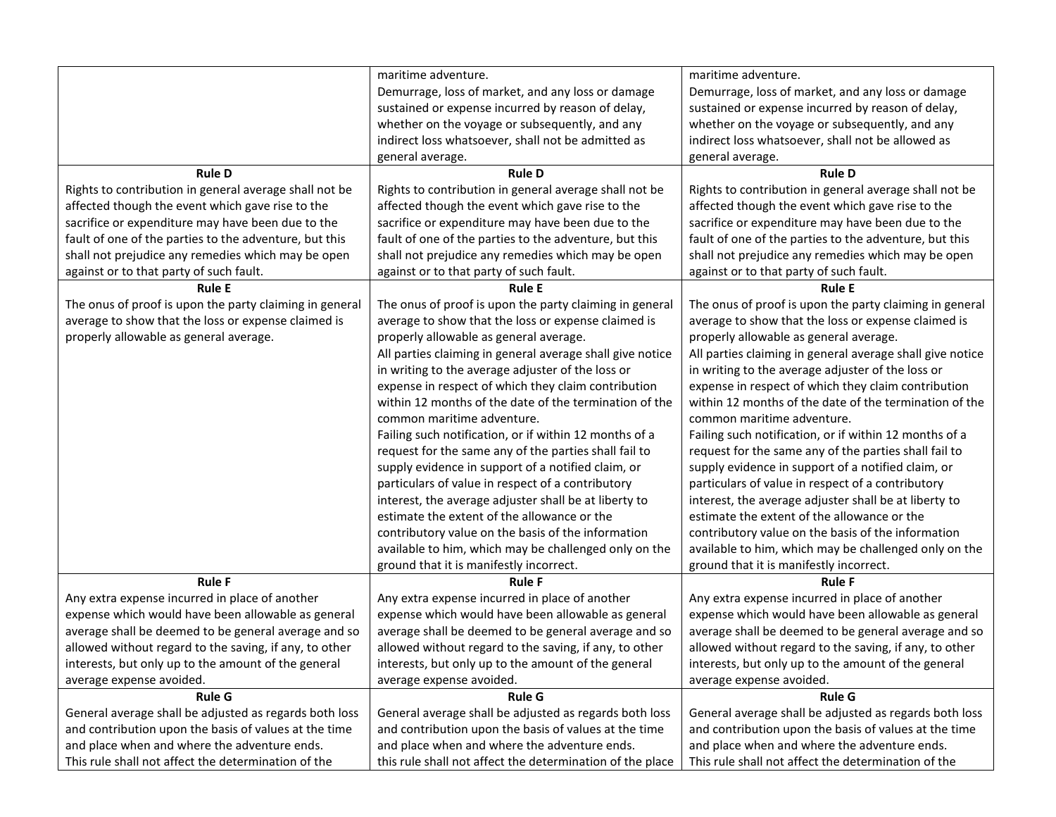| | | |
|---|---|---|
| | maritime adventure.<br>Demurrage, loss of market, and any loss or damage sustained or expense incurred by reason of delay, whether on the voyage or subsequently, and any indirect loss whatsoever, shall not be admitted as general average. | maritime adventure.<br>Demurrage, loss of market, and any loss or damage sustained or expense incurred by reason of delay, whether on the voyage or subsequently, and any indirect loss whatsoever, shall not be allowed as general average. |
| **Rule D**<br>Rights to contribution in general average shall not be affected though the event which gave rise to the sacrifice or expenditure may have been due to the fault of one of the parties to the adventure, but this shall not prejudice any remedies which may be open against or to that party of such fault. | **Rule D**<br>Rights to contribution in general average shall not be affected though the event which gave rise to the sacrifice or expenditure may have been due to the fault of one of the parties to the adventure, but this shall not prejudice any remedies which may be open against or to that party of such fault. | **Rule D**<br>Rights to contribution in general average shall not be affected though the event which gave rise to the sacrifice or expenditure may have been due to the fault of one of the parties to the adventure, but this shall not prejudice any remedies which may be open against or to that party of such fault. |
| **Rule E**<br>The onus of proof is upon the party claiming in general average to show that the loss or expense claimed is properly allowable as general average. | **Rule E**<br>The onus of proof is upon the party claiming in general average to show that the loss or expense claimed is properly allowable as general average.<br>All parties claiming in general average shall give notice in writing to the average adjuster of the loss or expense in respect of which they claim contribution within 12 months of the date of the termination of the common maritime adventure.<br>Failing such notification, or if within 12 months of a request for the same any of the parties shall fail to supply evidence in support of a notified claim, or particulars of value in respect of a contributory interest, the average adjuster shall be at liberty to estimate the extent of the allowance or the contributory value on the basis of the information available to him, which may be challenged only on the ground that it is manifestly incorrect. | **Rule E**<br>The onus of proof is upon the party claiming in general average to show that the loss or expense claimed is properly allowable as general average.<br>All parties claiming in general average shall give notice in writing to the average adjuster of the loss or expense in respect of which they claim contribution within 12 months of the date of the termination of the common maritime adventure.<br>Failing such notification, or if within 12 months of a request for the same any of the parties shall fail to supply evidence in support of a notified claim, or particulars of value in respect of a contributory interest, the average adjuster shall be at liberty to estimate the extent of the allowance or the contributory value on the basis of the information available to him, which may be challenged only on the ground that it is manifestly incorrect. |
| **Rule F**<br>Any extra expense incurred in place of another expense which would have been allowable as general average shall be deemed to be general average and so allowed without regard to the saving, if any, to other interests, but only up to the amount of the general average expense avoided. | **Rule F**<br>Any extra expense incurred in place of another expense which would have been allowable as general average shall be deemed to be general average and so allowed without regard to the saving, if any, to other interests, but only up to the amount of the general average expense avoided. | **Rule F**<br>Any extra expense incurred in place of another expense which would have been allowable as general average shall be deemed to be general average and so allowed without regard to the saving, if any, to other interests, but only up to the amount of the general average expense avoided. |
| **Rule G**<br>General average shall be adjusted as regards both loss and contribution upon the basis of values at the time and place when and where the adventure ends.<br>This rule shall not affect the determination of the | **Rule G**<br>General average shall be adjusted as regards both loss and contribution upon the basis of values at the time and place when and where the adventure ends.<br>this rule shall not affect the determination of the place | **Rule G**<br>General average shall be adjusted as regards both loss and contribution upon the basis of values at the time and place when and where the adventure ends.<br>This rule shall not affect the determination of the |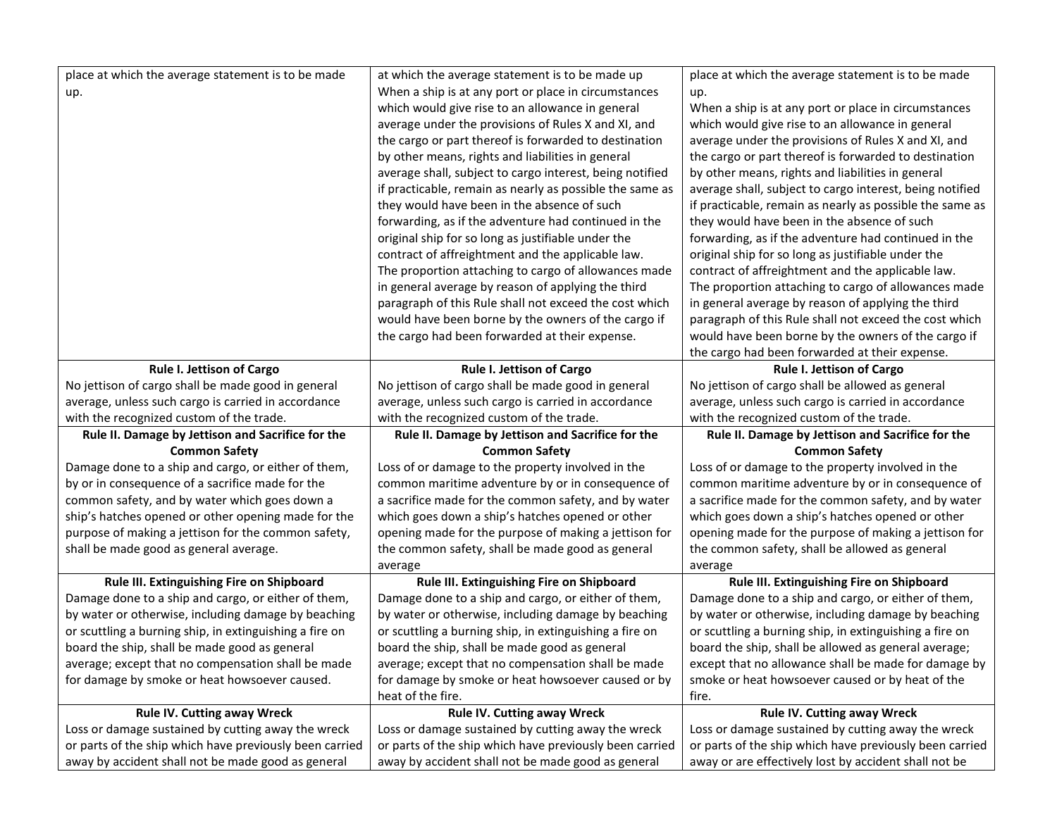| | | |
|---|---|---|
| place at which the average statement is to be made up. | at which the average statement is to be made up<br>When a ship is at any port or place in circumstances which would give rise to an allowance in general average under the provisions of Rules X and XI, and the cargo or part thereof is forwarded to destination by other means, rights and liabilities in general average shall, subject to cargo interest, being notified if practicable, remain as nearly as possible the same as they would have been in the absence of such forwarding, as if the adventure had continued in the original ship for so long as justifiable under the contract of affreightment and the applicable law.<br>The proportion attaching to cargo of allowances made in general average by reason of applying the third paragraph of this Rule shall not exceed the cost which would have been borne by the owners of the cargo if the cargo had been forwarded at their expense. | place at which the average statement is to be made up.<br>When a ship is at any port or place in circumstances which would give rise to an allowance in general average under the provisions of Rules X and XI, and the cargo or part thereof is forwarded to destination by other means, rights and liabilities in general average shall, subject to cargo interest, being notified if practicable, remain as nearly as possible the same as they would have been in the absence of such forwarding, as if the adventure had continued in the original ship for so long as justifiable under the contract of affreightment and the applicable law.<br>The proportion attaching to cargo of allowances made in general average by reason of applying the third paragraph of this Rule shall not exceed the cost which would have been borne by the owners of the cargo if the cargo had been forwarded at their expense. |
| **Rule I. Jettison of Cargo**<br>No jettison of cargo shall be made good in general average, unless such cargo is carried in accordance with the recognized custom of the trade. | **Rule I. Jettison of Cargo**<br>No jettison of cargo shall be made good in general average, unless such cargo is carried in accordance with the recognized custom of the trade. | **Rule I. Jettison of Cargo**<br>No jettison of cargo shall be allowed as general average, unless such cargo is carried in accordance with the recognized custom of the trade. |
| **Rule II. Damage by Jettison and Sacrifice for the Common Safety**<br>Damage done to a ship and cargo, or either of them, by or in consequence of a sacrifice made for the common safety, and by water which goes down a ship's hatches opened or other opening made for the purpose of making a jettison for the common safety, shall be made good as general average. | **Rule II. Damage by Jettison and Sacrifice for the Common Safety**<br>Loss of or damage to the property involved in the common maritime adventure by or in consequence of a sacrifice made for the common safety, and by water which goes down a ship's hatches opened or other opening made for the purpose of making a jettison for the common safety, shall be made good as general average | **Rule II. Damage by Jettison and Sacrifice for the Common Safety**<br>Loss of or damage to the property involved in the common maritime adventure by or in consequence of a sacrifice made for the common safety, and by water which goes down a ship's hatches opened or other opening made for the purpose of making a jettison for the common safety, shall be allowed as general average |
| **Rule III. Extinguishing Fire on Shipboard**<br>Damage done to a ship and cargo, or either of them, by water or otherwise, including damage by beaching or scuttling a burning ship, in extinguishing a fire on board the ship, shall be made good as general average; except that no compensation shall be made for damage by smoke or heat howsoever caused. | **Rule III. Extinguishing Fire on Shipboard**<br>Damage done to a ship and cargo, or either of them, by water or otherwise, including damage by beaching or scuttling a burning ship, in extinguishing a fire on board the ship, shall be made good as general average; except that no compensation shall be made for damage by smoke or heat howsoever caused or by heat of the fire. | **Rule III. Extinguishing Fire on Shipboard**<br>Damage done to a ship and cargo, or either of them, by water or otherwise, including damage by beaching or scuttling a burning ship, in extinguishing a fire on board the ship, shall be allowed as general average; except that no allowance shall be made for damage by smoke or heat howsoever caused or by heat of the fire. |
| **Rule IV. Cutting away Wreck**<br>Loss or damage sustained by cutting away the wreck or parts of the ship which have previously been carried away by accident shall not be made good as general | **Rule IV. Cutting away Wreck**<br>Loss or damage sustained by cutting away the wreck or parts of the ship which have previously been carried away by accident shall not be made good as general | **Rule IV. Cutting away Wreck**<br>Loss or damage sustained by cutting away the wreck or parts of the ship which have previously been carried away or are effectively lost by accident shall not be |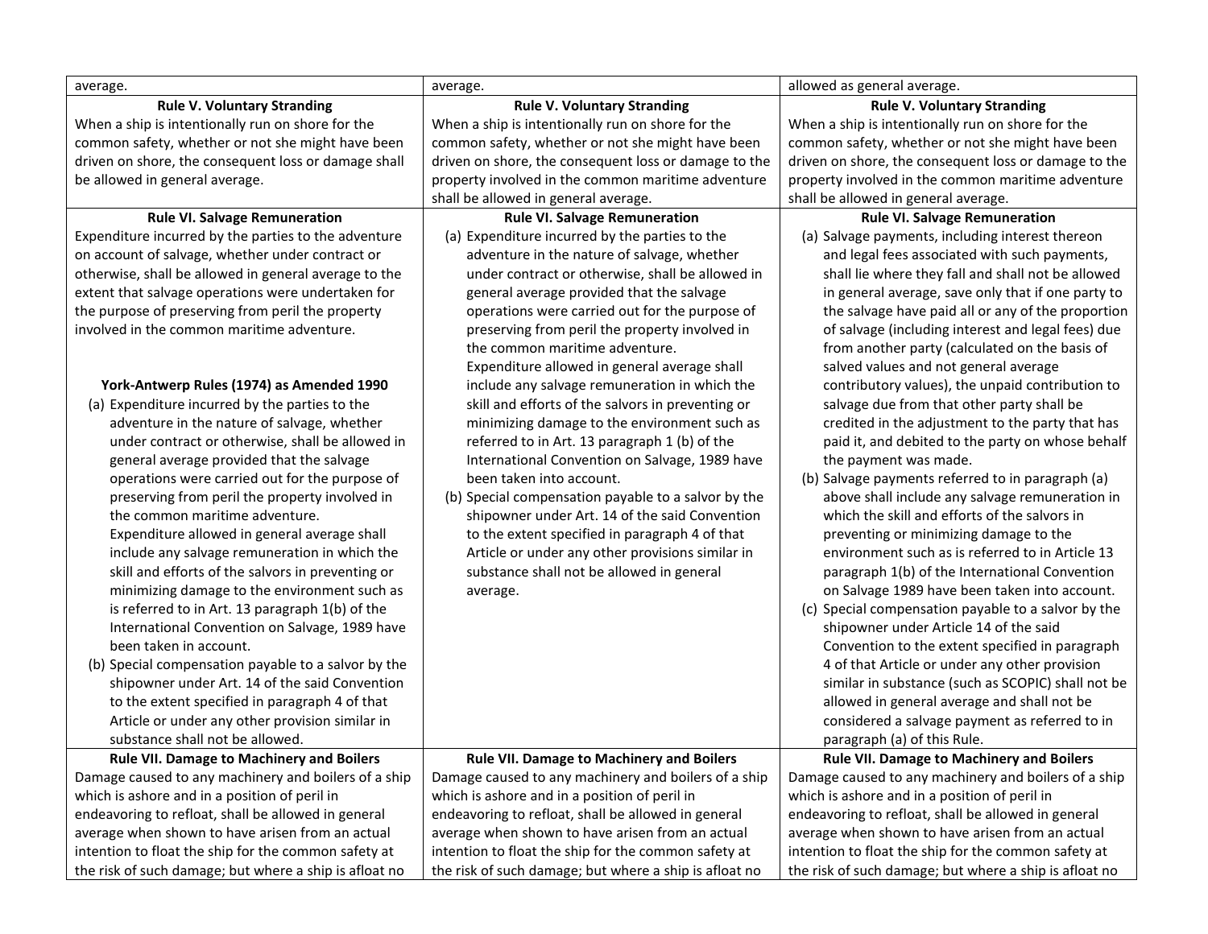| | | |
|---|---|---|
| average. | average. | allowed as general average. |
| **Rule V. Voluntary Stranding**<br>When a ship is intentionally run on shore for the common safety, whether or not she might have been driven on shore, the consequent loss or damage shall be allowed in general average. | **Rule V. Voluntary Stranding**<br>When a ship is intentionally run on shore for the common safety, whether or not she might have been driven on shore, the consequent loss or damage to the property involved in the common maritime adventure shall be allowed in general average. | **Rule V. Voluntary Stranding**<br>When a ship is intentionally run on shore for the common safety, whether or not she might have been driven on shore, the consequent loss or damage to the property involved in the common maritime adventure shall be allowed in general average. |
| **Rule VI. Salvage Remuneration**<br>Expenditure incurred by the parties to the adventure on account of salvage, whether under contract or otherwise, shall be allowed in general average to the extent that salvage operations were undertaken for the purpose of preserving from peril the property involved in the common maritime adventure.<br><br>**York-Antwerp Rules (1974) as Amended 1990**<br>(a) Expenditure incurred by the parties to the adventure in the nature of salvage, whether under contract or otherwise, shall be allowed in general average provided that the salvage operations were carried out for the purpose of preserving from peril the property involved in the common maritime adventure.<br>Expenditure allowed in general average shall include any salvage remuneration in which the skill and efforts of the salvors in preventing or minimizing damage to the environment such as is referred to in Art. 13 paragraph 1(b) of the International Convention on Salvage, 1989 have been taken in account.<br>(b) Special compensation payable to a salvor by the shipowner under Art. 14 of the said Convention to the extent specified in paragraph 4 of that Article or under any other provision similar in substance shall not be allowed. | **Rule VI. Salvage Remuneration**<br>(a) Expenditure incurred by the parties to the adventure in the nature of salvage, whether under contract or otherwise, shall be allowed in general average provided that the salvage operations were carried out for the purpose of preserving from peril the property involved in the common maritime adventure.<br>Expenditure allowed in general average shall include any salvage remuneration in which the skill and efforts of the salvors in preventing or minimizing damage to the environment such as referred to in Art. 13 paragraph 1 (b) of the International Convention on Salvage, 1989 have been taken into account.<br>(b) Special compensation payable to a salvor by the shipowner under Art. 14 of the said Convention to the extent specified in paragraph 4 of that Article or under any other provisions similar in substance shall not be allowed in general average. | **Rule VI. Salvage Remuneration**<br>(a) Salvage payments, including interest thereon and legal fees associated with such payments, shall lie where they fall and shall not be allowed in general average, save only that if one party to the salvage have paid all or any of the proportion of salvage (including interest and legal fees) due from another party (calculated on the basis of salved values and not general average contributory values), the unpaid contribution to salvage due from that other party shall be credited in the adjustment to the party that has paid it, and debited to the party on whose behalf the payment was made.<br>(b) Salvage payments referred to in paragraph (a) above shall include any salvage remuneration in which the skill and efforts of the salvors in preventing or minimizing damage to the environment such as is referred to in Article 13 paragraph 1(b) of the International Convention on Salvage 1989 have been taken into account.<br>(c) Special compensation payable to a salvor by the shipowner under Article 14 of the said Convention to the extent specified in paragraph 4 of that Article or under any other provision similar in substance (such as SCOPIC) shall not be allowed in general average and shall not be considered a salvage payment as referred to in paragraph (a) of this Rule. |
| **Rule VII. Damage to Machinery and Boilers**<br>Damage caused to any machinery and boilers of a ship which is ashore and in a position of peril in endeavoring to refloat, shall be allowed in general average when shown to have arisen from an actual intention to float the ship for the common safety at the risk of such damage; but where a ship is afloat no | **Rule VII. Damage to Machinery and Boilers**<br>Damage caused to any machinery and boilers of a ship which is ashore and in a position of peril in endeavoring to refloat, shall be allowed in general average when shown to have arisen from an actual intention to float the ship for the common safety at the risk of such damage; but where a ship is afloat no | **Rule VII. Damage to Machinery and Boilers**<br>Damage caused to any machinery and boilers of a ship which is ashore and in a position of peril in endeavoring to refloat, shall be allowed in general average when shown to have arisen from an actual intention to float the ship for the common safety at the risk of such damage; but where a ship is afloat no |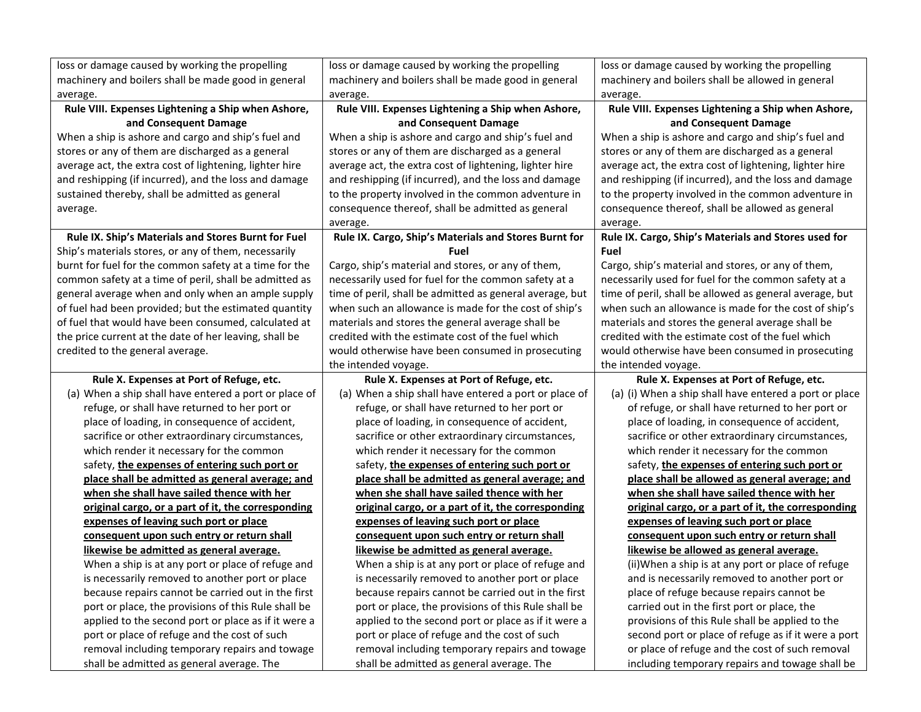| | | |
|---|---|---|
| loss or damage caused by working the propelling machinery and boilers shall be made good in general average. | loss or damage caused by working the propelling machinery and boilers shall be made good in general average. | loss or damage caused by working the propelling machinery and boilers shall be allowed in general average. |
| **Rule VIII. Expenses Lightening a Ship when Ashore, and Consequent Damage**<br>When a ship is ashore and cargo and ship's fuel and stores or any of them are discharged as a general average act, the extra cost of lightening, lighter hire and reshipping (if incurred), and the loss and damage sustained thereby, shall be admitted as general average. | **Rule VIII. Expenses Lightening a Ship when Ashore, and Consequent Damage**<br>When a ship is ashore and cargo and ship's fuel and stores or any of them are discharged as a general average act, the extra cost of lightening, lighter hire and reshipping (if incurred), and the loss and damage to the property involved in the common adventure in consequence thereof, shall be admitted as general average. | **Rule VIII. Expenses Lightening a Ship when Ashore, and Consequent Damage**<br>When a ship is ashore and cargo and ship's fuel and stores or any of them are discharged as a general average act, the extra cost of lightening, lighter hire and reshipping (if incurred), and the loss and damage to the property involved in the common adventure in consequence thereof, shall be allowed as general average. |
| **Rule IX. Ship's Materials and Stores Burnt for Fuel**<br>Ship's materials stores, or any of them, necessarily burnt for fuel for the common safety at a time for the common safety at a time of peril, shall be admitted as general average when and only when an ample supply of fuel had been provided; but the estimated quantity of fuel that would have been consumed, calculated at the price current at the date of her leaving, shall be credited to the general average. | **Rule IX. Cargo, Ship's Materials and Stores Burnt for Fuel**<br>Cargo, ship's material and stores, or any of them, necessarily used for fuel for the common safety at a time of peril, shall be admitted as general average, but when such an allowance is made for the cost of ship's materials and stores the general average shall be credited with the estimate cost of the fuel which would otherwise have been consumed in prosecuting the intended voyage. | **Rule IX. Cargo, Ship's Materials and Stores used for Fuel**<br>Cargo, ship's material and stores, or any of them, necessarily used for fuel for the common safety at a time of peril, shall be allowed as general average, but when such an allowance is made for the cost of ship's materials and stores the general average shall be credited with the estimate cost of the fuel which would otherwise have been consumed in prosecuting the intended voyage. |
| **Rule X. Expenses at Port of Refuge, etc.**<br>(a) When a ship shall have entered a port or place of refuge, or shall have returned to her port or place of loading, in consequence of accident, sacrifice or other extraordinary circumstances, which render it necessary for the common safety, **<u>the expenses of entering such port or place shall be admitted as general average; and when she shall have sailed thence with her original cargo, or a part of it, the corresponding expenses of leaving such port or place consequent upon such entry or return shall likewise be admitted as general average.</u>**<br>When a ship is at any port or place of refuge and is necessarily removed to another port or place because repairs cannot be carried out in the first port or place, the provisions of this Rule shall be applied to the second port or place as if it were a port or place of refuge and the cost of such removal including temporary repairs and towage shall be admitted as general average. The | **Rule X. Expenses at Port of Refuge, etc.**<br>(a) When a ship shall have entered a port or place of refuge, or shall have returned to her port or place of loading, in consequence of accident, sacrifice or other extraordinary circumstances, which render it necessary for the common safety, **<u>the expenses of entering such port or place shall be admitted as general average; and when she shall have sailed thence with her original cargo, or a part of it, the corresponding expenses of leaving such port or place consequent upon such entry or return shall likewise be admitted as general average.</u>**<br>When a ship is at any port or place of refuge and is necessarily removed to another port or place because repairs cannot be carried out in the first port or place, the provisions of this Rule shall be applied to the second port or place as if it were a port or place of refuge and the cost of such removal including temporary repairs and towage shall be admitted as general average. The | **Rule X. Expenses at Port of Refuge, etc.**<br>(a) (i) When a ship shall have entered a port or place of refuge, or shall have returned to her port or place of loading, in consequence of accident, sacrifice or other extraordinary circumstances, which render it necessary for the common safety, **<u>the expenses of entering such port or place shall be allowed as general average; and when she shall have sailed thence with her original cargo, or a part of it, the corresponding expenses of leaving such port or place consequent upon such entry or return shall likewise be allowed as general average.</u>**<br>(ii)When a ship is at any port or place of refuge and is necessarily removed to another port or place of refuge because repairs cannot be carried out in the first port or place, the provisions of this Rule shall be applied to the second port or place of refuge as if it were a port or place of refuge and the cost of such removal including temporary repairs and towage shall be |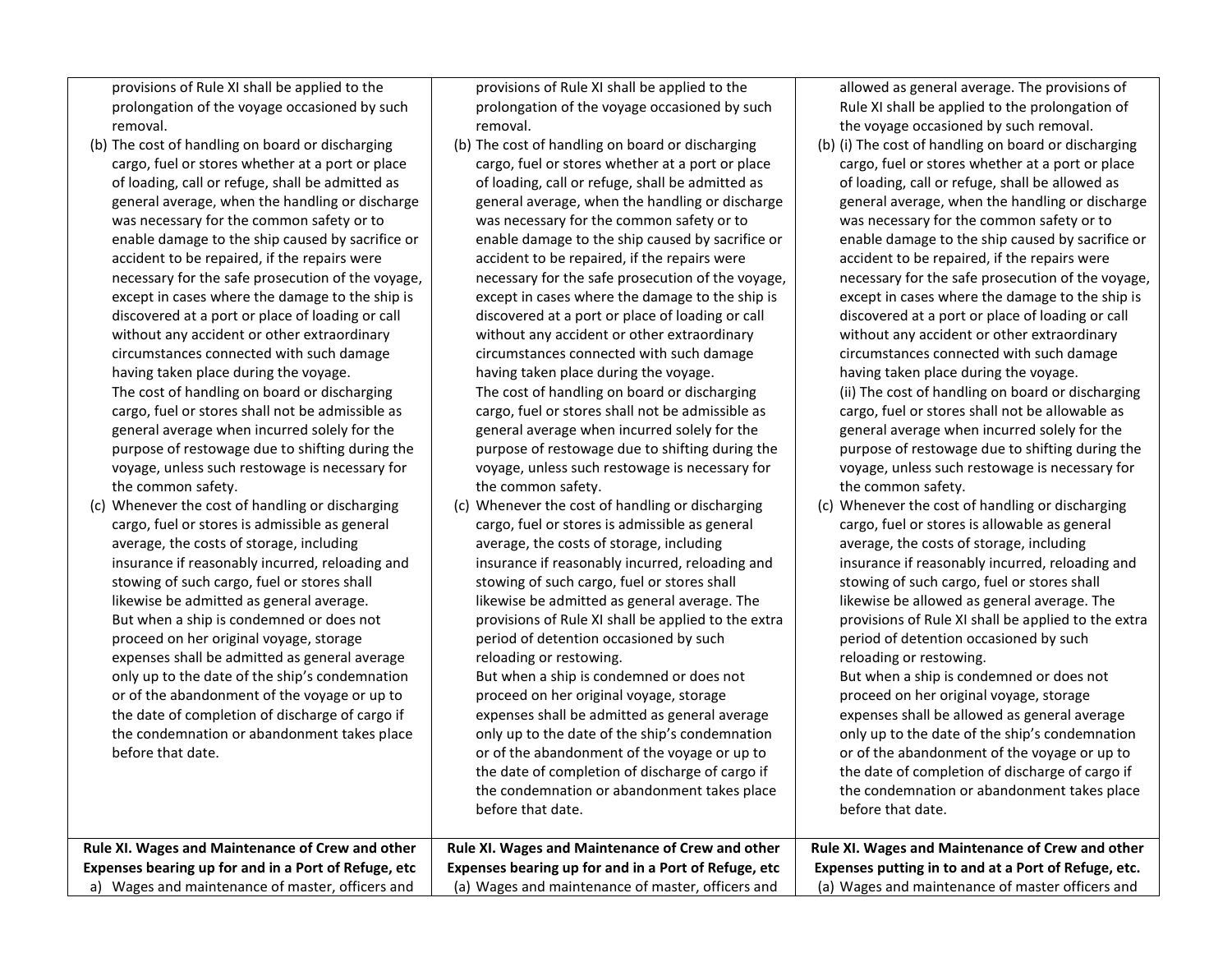| | | |
|---|---|---|
| provisions of Rule XI shall be applied to the prolongation of the voyage occasioned by such removal.<br>(b) The cost of handling on board or discharging cargo, fuel or stores whether at a port or place of loading, call or refuge, shall be admitted as general average, when the handling or discharge was necessary for the common safety or to enable damage to the ship caused by sacrifice or accident to be repaired, if the repairs were necessary for the safe prosecution of the voyage, except in cases where the damage to the ship is discovered at a port or place of loading or call without any accident or other extraordinary circumstances connected with such damage having taken place during the voyage.<br>The cost of handling on board or discharging cargo, fuel or stores shall not be admissible as general average when incurred solely for the purpose of restowage due to shifting during the voyage, unless such restowage is necessary for the common safety.<br>(c) Whenever the cost of handling or discharging cargo, fuel or stores is admissible as general average, the costs of storage, including insurance if reasonably incurred, reloading and stowing of such cargo, fuel or stores shall likewise be admitted as general average.<br>But when a ship is condemned or does not proceed on her original voyage, storage expenses shall be admitted as general average only up to the date of the ship's condemnation or of the abandonment of the voyage or up to the date of completion of discharge of cargo if the condemnation or abandonment takes place before that date. | provisions of Rule XI shall be applied to the prolongation of the voyage occasioned by such removal.<br>(b) The cost of handling on board or discharging cargo, fuel or stores whether at a port or place of loading, call or refuge, shall be admitted as general average, when the handling or discharge was necessary for the common safety or to enable damage to the ship caused by sacrifice or accident to be repaired, if the repairs were necessary for the safe prosecution of the voyage, except in cases where the damage to the ship is discovered at a port or place of loading or call without any accident or other extraordinary circumstances connected with such damage having taken place during the voyage.<br>The cost of handling on board or discharging cargo, fuel or stores shall not be admissible as general average when incurred solely for the purpose of restowage due to shifting during the voyage, unless such restowage is necessary for the common safety.<br>(c) Whenever the cost of handling or discharging cargo, fuel or stores is admissible as general average, the costs of storage, including insurance if reasonably incurred, reloading and stowing of such cargo, fuel or stores shall likewise be admitted as general average. The provisions of Rule XI shall be applied to the extra period of detention occasioned by such reloading or restowing.<br>But when a ship is condemned or does not proceed on her original voyage, storage expenses shall be admitted as general average only up to the date of the ship's condemnation or of the abandonment of the voyage or up to the date of completion of discharge of cargo if the condemnation or abandonment takes place before that date. | allowed as general average. The provisions of Rule XI shall be applied to the prolongation of the voyage occasioned by such removal.<br>(b) (i) The cost of handling on board or discharging cargo, fuel or stores whether at a port or place of loading, call or refuge, shall be allowed as general average, when the handling or discharge was necessary for the common safety or to enable damage to the ship caused by sacrifice or accident to be repaired, if the repairs were necessary for the safe prosecution of the voyage, except in cases where the damage to the ship is discovered at a port or place of loading or call without any accident or other extraordinary circumstances connected with such damage having taken place during the voyage.<br>(ii) The cost of handling on board or discharging cargo, fuel or stores shall not be allowable as general average when incurred solely for the purpose of restowage due to shifting during the voyage, unless such restowage is necessary for the common safety.<br>(c) Whenever the cost of handling or discharging cargo, fuel or stores is allowable as general average, the costs of storage, including insurance if reasonably incurred, reloading and stowing of such cargo, fuel or stores shall likewise be allowed as general average. The provisions of Rule XI shall be applied to the extra period of detention occasioned by such reloading or restowing.<br>But when a ship is condemned or does not proceed on her original voyage, storage expenses shall be allowed as general average only up to the date of the ship's condemnation or of the abandonment of the voyage or up to the date of completion of discharge of cargo if the condemnation or abandonment takes place before that date. |
| **Rule XI. Wages and Maintenance of Crew and other Expenses bearing up for and in a Port of Refuge, etc**<br>a) Wages and maintenance of master, officers and | **Rule XI. Wages and Maintenance of Crew and other Expenses bearing up for and in a Port of Refuge, etc**<br>(a) Wages and maintenance of master, officers and | **Rule XI. Wages and Maintenance of Crew and other Expenses putting in to and at a Port of Refuge, etc.**<br>(a) Wages and maintenance of master officers and |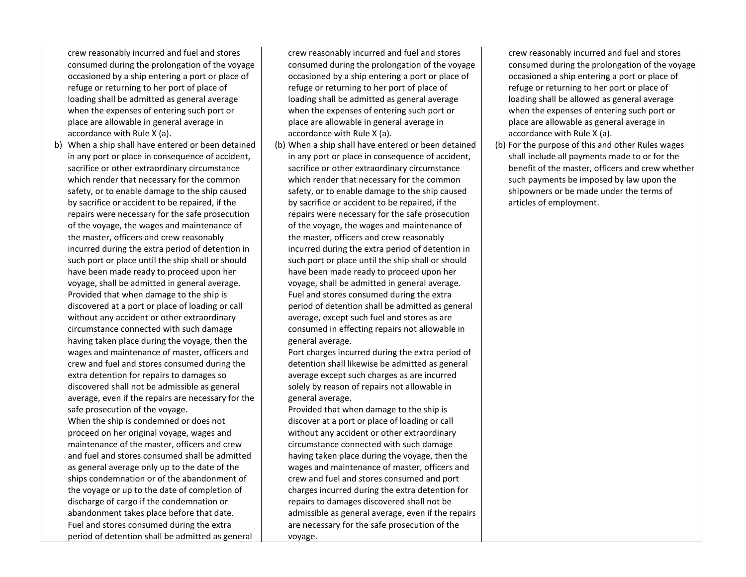| | | |
|---|---|---|
| crew reasonably incurred and fuel and stores consumed during the prolongation of the voyage occasioned by a ship entering a port or place of refuge or returning to her port of place of loading shall be admitted as general average when the expenses of entering such port or place are allowable in general average in accordance with Rule X (a).<br>b) When a ship shall have entered or been detained in any port or place in consequence of accident, sacrifice or other extraordinary circumstance which render that necessary for the common safety, or to enable damage to the ship caused by sacrifice or accident to be repaired, if the repairs were necessary for the safe prosecution of the voyage, the wages and maintenance of the master, officers and crew reasonably incurred during the extra period of detention in such port or place until the ship shall or should have been made ready to proceed upon her voyage, shall be admitted in general average. Provided that when damage to the ship is discovered at a port or place of loading or call without any accident or other extraordinary circumstance connected with such damage having taken place during the voyage, then the wages and maintenance of master, officers and crew and fuel and stores consumed during the extra detention for repairs to damages so discovered shall not be admissible as general average, even if the repairs are necessary for the safe prosecution of the voyage.<br>When the ship is condemned or does not proceed on her original voyage, wages and maintenance of the master, officers and crew and fuel and stores consumed shall be admitted as general average only up to the date of the ships condemnation or of the abandonment of the voyage or up to the date of completion of discharge of cargo if the condemnation or abandonment takes place before that date.<br>Fuel and stores consumed during the extra period of detention shall be admitted as general | crew reasonably incurred and fuel and stores consumed during the prolongation of the voyage occasioned by a ship entering a port or place of refuge or returning to her port of place of loading shall be admitted as general average when the expenses of entering such port or place are allowable in general average in accordance with Rule X (a).<br>(b) When a ship shall have entered or been detained in any port or place in consequence of accident, sacrifice or other extraordinary circumstance which render that necessary for the common safety, or to enable damage to the ship caused by sacrifice or accident to be repaired, if the repairs were necessary for the safe prosecution of the voyage, the wages and maintenance of the master, officers and crew reasonably incurred during the extra period of detention in such port or place until the ship shall or should have been made ready to proceed upon her voyage, shall be admitted in general average.<br>Fuel and stores consumed during the extra period of detention shall be admitted as general average, except such fuel and stores as are consumed in effecting repairs not allowable in general average.<br>Port charges incurred during the extra period of detention shall likewise be admitted as general average except such charges as are incurred solely by reason of repairs not allowable in general average.<br>Provided that when damage to the ship is discover at a port or place of loading or call without any accident or other extraordinary circumstance connected with such damage having taken place during the voyage, then the wages and maintenance of master, officers and crew and fuel and stores consumed and port charges incurred during the extra detention for repairs to damages discovered shall not be admissible as general average, even if the repairs are necessary for the safe prosecution of the voyage. | crew reasonably incurred and fuel and stores consumed during the prolongation of the voyage occasioned a ship entering a port or place of refuge or returning to her port or place of loading shall be allowed as general average when the expenses of entering such port or place are allowable as general average in accordance with Rule X (a).<br>(b) For the purpose of this and other Rules wages shall include all payments made to or for the benefit of the master, officers and crew whether such payments be imposed by law upon the shipowners or be made under the terms of articles of employment. |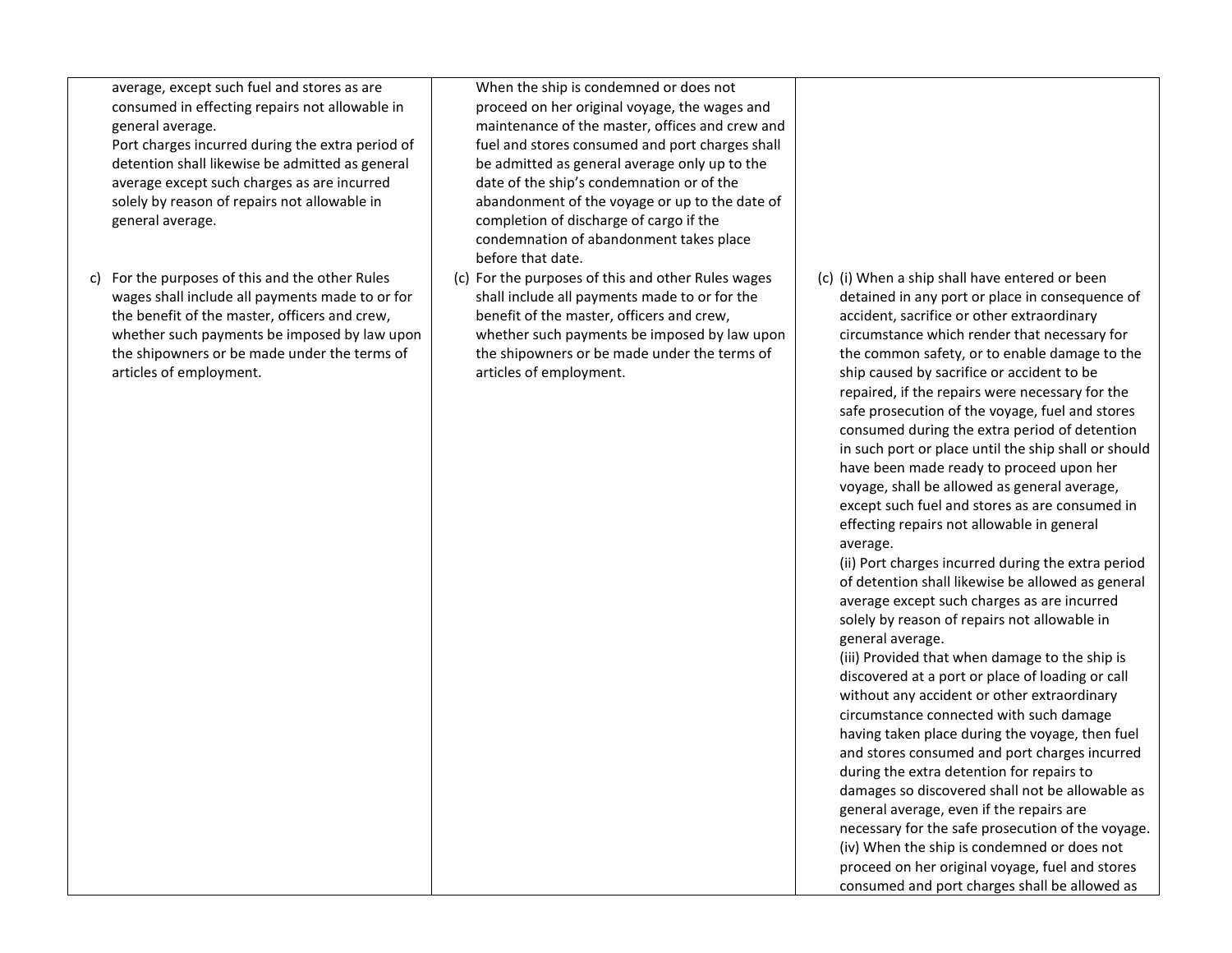| | | |
|---|---|---|
| average, except such fuel and stores as are consumed in effecting repairs not allowable in general average.<br>Port charges incurred during the extra period of detention shall likewise be admitted as general average except such charges as are incurred solely by reason of repairs not allowable in general average. | When the ship is condemned or does not proceed on her original voyage, the wages and maintenance of the master, offices and crew and fuel and stores consumed and port charges shall be admitted as general average only up to the date of the ship's condemnation or of the abandonment of the voyage or up to the date of completion of discharge of cargo if the condemnation of abandonment takes place before that date. | |
| c) For the purposes of this and the other Rules wages shall include all payments made to or for the benefit of the master, officers and crew, whether such payments be imposed by law upon the shipowners or be made under the terms of articles of employment. | (c) For the purposes of this and other Rules wages shall include all payments made to or for the benefit of the master, officers and crew, whether such payments be imposed by law upon the shipowners or be made under the terms of articles of employment. | (c) (i) When a ship shall have entered or been detained in any port or place in consequence of accident, sacrifice or other extraordinary circumstance which render that necessary for the common safety, or to enable damage to the ship caused by sacrifice or accident to be repaired, if the repairs were necessary for the safe prosecution of the voyage, fuel and stores consumed during the extra period of detention in such port or place until the ship shall or should have been made ready to proceed upon her voyage, shall be allowed as general average, except such fuel and stores as are consumed in effecting repairs not allowable in general average.<br>(ii) Port charges incurred during the extra period of detention shall likewise be allowed as general average except such charges as are incurred solely by reason of repairs not allowable in general average.<br>(iii) Provided that when damage to the ship is discovered at a port or place of loading or call without any accident or other extraordinary circumstance connected with such damage having taken place during the voyage, then fuel and stores consumed and port charges incurred during the extra detention for repairs to damages so discovered shall not be allowable as general average, even if the repairs are necessary for the safe prosecution of the voyage.<br>(iv) When the ship is condemned or does not proceed on her original voyage, fuel and stores consumed and port charges shall be allowed as |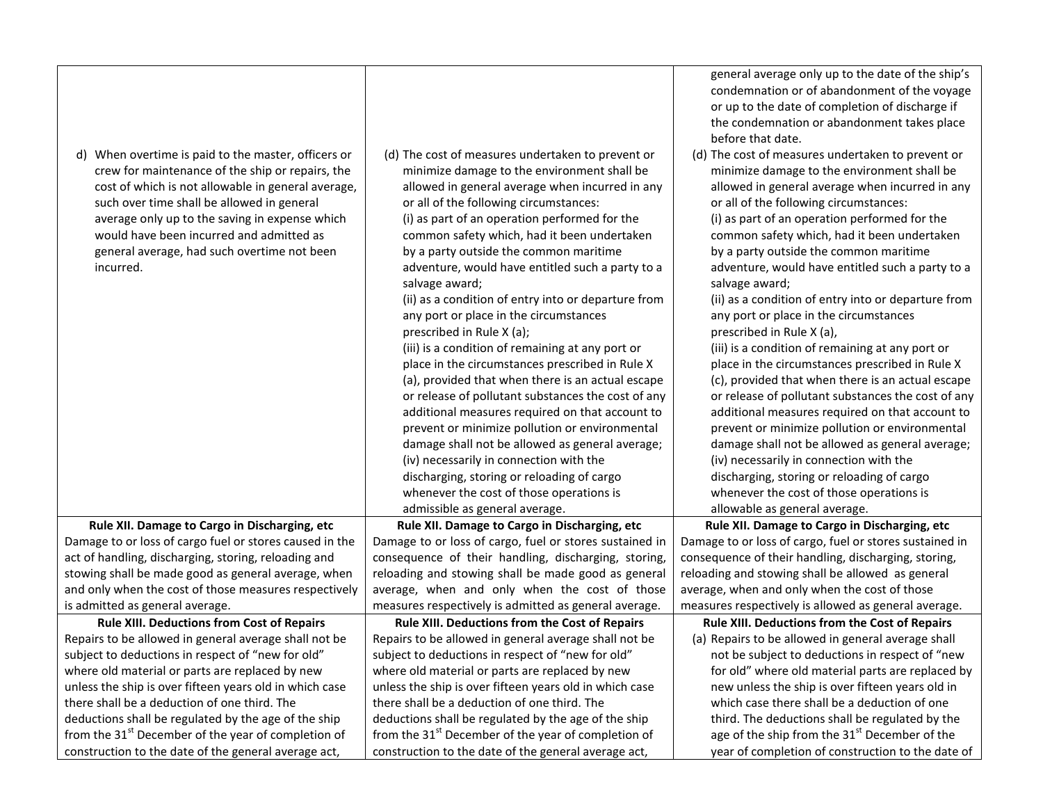| | | |
|---|---|---|
| | | general average only up to the date of the ship's condemnation or of abandonment of the voyage or up to the date of completion of discharge if the condemnation or abandonment takes place before that date. |
| d) When overtime is paid to the master, officers or crew for maintenance of the ship or repairs, the cost of which is not allowable in general average, such over time shall be allowed in general average only up to the saving in expense which would have been incurred and admitted as general average, had such overtime not been incurred. | (d) The cost of measures undertaken to prevent or minimize damage to the environment shall be allowed in general average when incurred in any or all of the following circumstances:<br>(i) as part of an operation performed for the common safety which, had it been undertaken by a party outside the common maritime adventure, would have entitled such a party to a salvage award;<br>(ii) as a condition of entry into or departure from any port or place in the circumstances prescribed in Rule X (a);<br>(iii) is a condition of remaining at any port or place in the circumstances prescribed in Rule X (a), provided that when there is an actual escape or release of pollutant substances the cost of any additional measures required on that account to prevent or minimize pollution or environmental damage shall not be allowed as general average;<br>(iv) necessarily in connection with the discharging, storing or reloading of cargo whenever the cost of those operations is admissible as general average. | (d) The cost of measures undertaken to prevent or minimize damage to the environment shall be allowed in general average when incurred in any or all of the following circumstances:<br>(i) as part of an operation performed for the common safety which, had it been undertaken by a party outside the common maritime adventure, would have entitled such a party to a salvage award;<br>(ii) as a condition of entry into or departure from any port or place in the circumstances prescribed in Rule X (a),<br>(iii) is a condition of remaining at any port or place in the circumstances prescribed in Rule X (c), provided that when there is an actual escape or release of pollutant substances the cost of any additional measures required on that account to prevent or minimize pollution or environmental damage shall not be allowed as general average;<br>(iv) necessarily in connection with the discharging, storing or reloading of cargo whenever the cost of those operations is allowable as general average. |
| **Rule XII. Damage to Cargo in Discharging, etc**<br>Damage to or loss of cargo fuel or stores caused in the act of handling, discharging, storing, reloading and stowing shall be made good as general average, when and only when the cost of those measures respectively is admitted as general average. | **Rule XII. Damage to Cargo in Discharging, etc**<br>Damage to or loss of cargo, fuel or stores sustained in consequence of their handling, discharging, storing, reloading and stowing shall be made good as general average, when and only when the cost of those measures respectively is admitted as general average. | **Rule XII. Damage to Cargo in Discharging, etc**<br>Damage to or loss of cargo, fuel or stores sustained in consequence of their handling, discharging, storing, reloading and stowing shall be allowed as general average, when and only when the cost of those measures respectively is allowed as general average. |
| **Rule XIII. Deductions from Cost of Repairs**<br>Repairs to be allowed in general average shall not be subject to deductions in respect of "new for old" where old material or parts are replaced by new unless the ship is over fifteen years old in which case there shall be a deduction of one third. The deductions shall be regulated by the age of the ship from the 31st December of the year of completion of construction to the date of the general average act, | **Rule XIII. Deductions from the Cost of Repairs**<br>Repairs to be allowed in general average shall not be subject to deductions in respect of "new for old" where old material or parts are replaced by new unless the ship is over fifteen years old in which case there shall be a deduction of one third. The deductions shall be regulated by the age of the ship from the 31st December of the year of completion of construction to the date of the general average act, | **Rule XIII. Deductions from the Cost of Repairs**<br>(a) Repairs to be allowed in general average shall not be subject to deductions in respect of "new for old" where old material parts are replaced by new unless the ship is over fifteen years old in which case there shall be a deduction of one third. The deductions shall be regulated by the age of the ship from the 31st December of the year of completion of construction to the date of |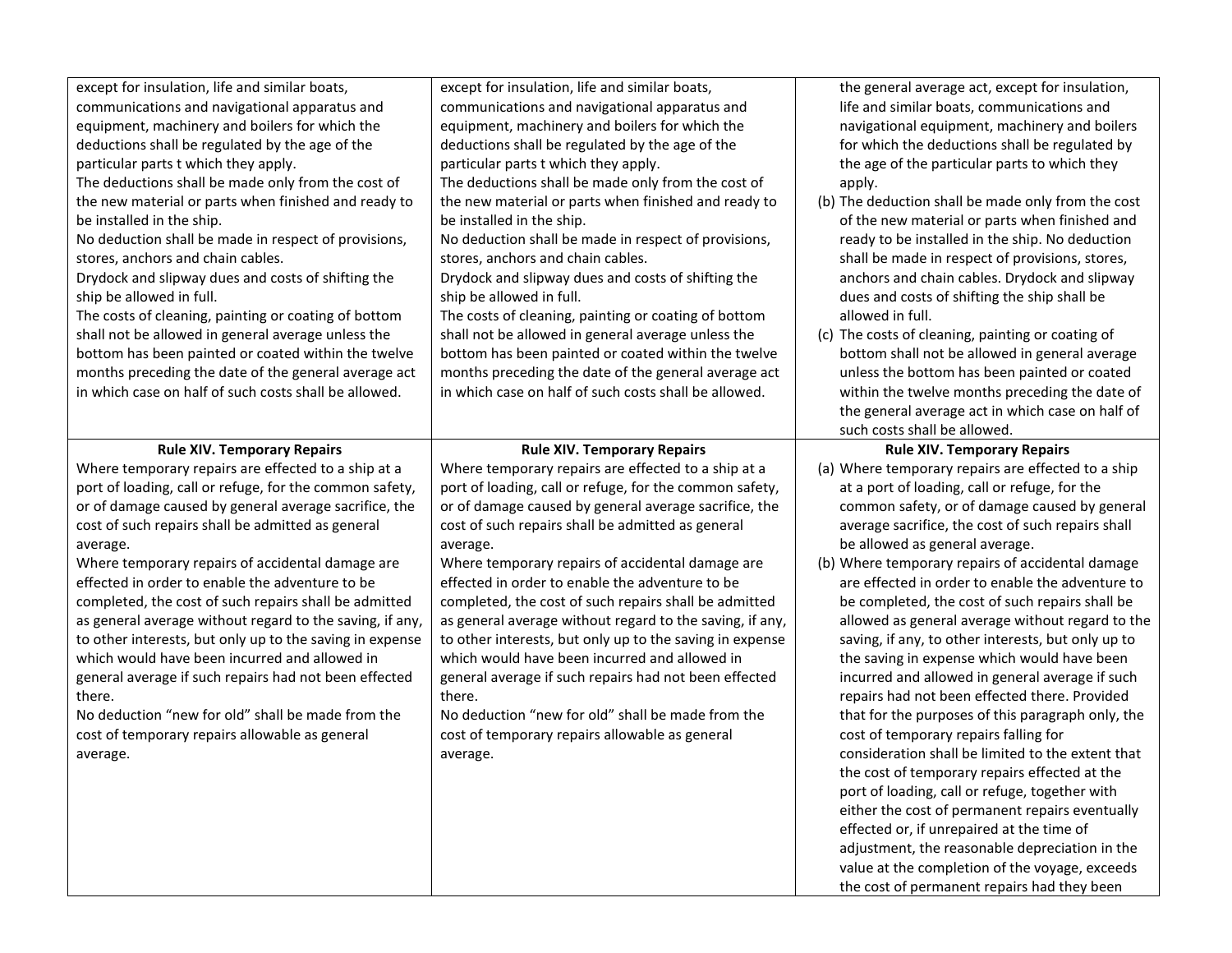| | | |
|---|---|---|
| except for insulation, life and similar boats, communications and navigational apparatus and equipment, machinery and boilers for which the deductions shall be regulated by the age of the particular parts t which they apply.<br>The deductions shall be made only from the cost of the new material or parts when finished and ready to be installed in the ship.<br>No deduction shall be made in respect of provisions, stores, anchors and chain cables.<br>Drydock and slipway dues and costs of shifting the ship be allowed in full.<br>The costs of cleaning, painting or coating of bottom shall not be allowed in general average unless the bottom has preceding painted or coated within the twelve months preceding the date of the general average act in which case on half of such costs shall be allowed. | except for insulation, life and similar boats, communications and navigational apparatus and equipment, machinery and boilers for which the deductions shall be regulated by the age of the particular parts t which they apply.<br>The deductions shall be made only from the cost of the new material or parts when finished and ready to be installed in the ship.<br>No deduction shall be made in respect of provisions, stores, anchors and chain cables.<br>Drydock and slipway dues and costs of shifting the ship be allowed in full.<br>The costs of cleaning, painting or coating of bottom shall not be allowed in general average unless the bottom has been painted or coated within the twelve months preceding the date of the general average act in which case on half of such costs shall be allowed. | the general average act, except for insulation, life and similar boats, communications and navigational equipment, machinery and boilers for which the deductions shall be regulated by the age of the particular parts to which they apply.<br>(b) The deduction shall be made only from the cost of the new material or parts when finished and ready to be installed in the ship. No deduction shall be made in respect of provisions, stores, anchors and chain cables. Drydock and slipway dues and costs of shifting the ship shall be allowed in full.<br>(c) The costs of cleaning, painting or coating of bottom shall not be allowed in general average unless the bottom has been painted or coated within the twelve months preceding the date of the general average act in which case on half of such costs shall be allowed. |
| **Rule XIV. Temporary Repairs**<br>Where temporary repairs are effected to a ship at a port of loading, call or refuge, for the common safety, or of damage caused by general average sacrifice, the cost of such repairs shall be admitted as general average.<br>Where temporary repairs of accidental damage are effected in order to enable the adventure to be completed, the cost of such repairs shall be admitted as general average without regard to the saving, if any, to other interests, but only up to the saving in expense which would have been incurred and allowed in general average if such repairs had not been effected there.<br>No deduction "new for old" shall be made from the cost of temporary repairs allowable as general average. | **Rule XIV. Temporary Repairs**<br>Where temporary repairs are effected to a ship at a port of loading, call or refuge, for the common safety, or of damage caused by general average sacrifice, the cost of such repairs shall be admitted as general average.<br>Where temporary repairs of accidental damage are effected in order to enable the adventure to be completed, the cost of such repairs shall be admitted as general average without regard to the saving, if any, to other interests, but only up to the saving in expense which would have been incurred and allowed in general average if such repairs had not been effected there.<br>No deduction "new for old" shall be made from the cost of temporary repairs allowable as general average. | **Rule XIV. Temporary Repairs**<br>(a) Where temporary repairs are effected to a ship at a port of loading, call or refuge, for the common safety, or of damage caused by general average sacrifice, the cost of such repairs shall be allowed as general average.<br>(b) Where temporary repairs of accidental damage are effected in order to enable the adventure to be completed, the cost of such repairs shall be allowed as general average without regard to the saving, if any, to other interests, but only up to the saving in expense which would have been incurred and allowed in general average if such repairs had not been effected there. Provided that for the purposes of this paragraph only, the cost of temporary repairs falling for consideration shall be limited to the extent that the cost of temporary repairs effected at the port of loading, call or refuge, together with either the cost of permanent repairs eventually effected or, if unrepaired at the time of adjustment, the reasonable depreciation in the value at the completion of the voyage, exceeds the cost of permanent repairs had they been |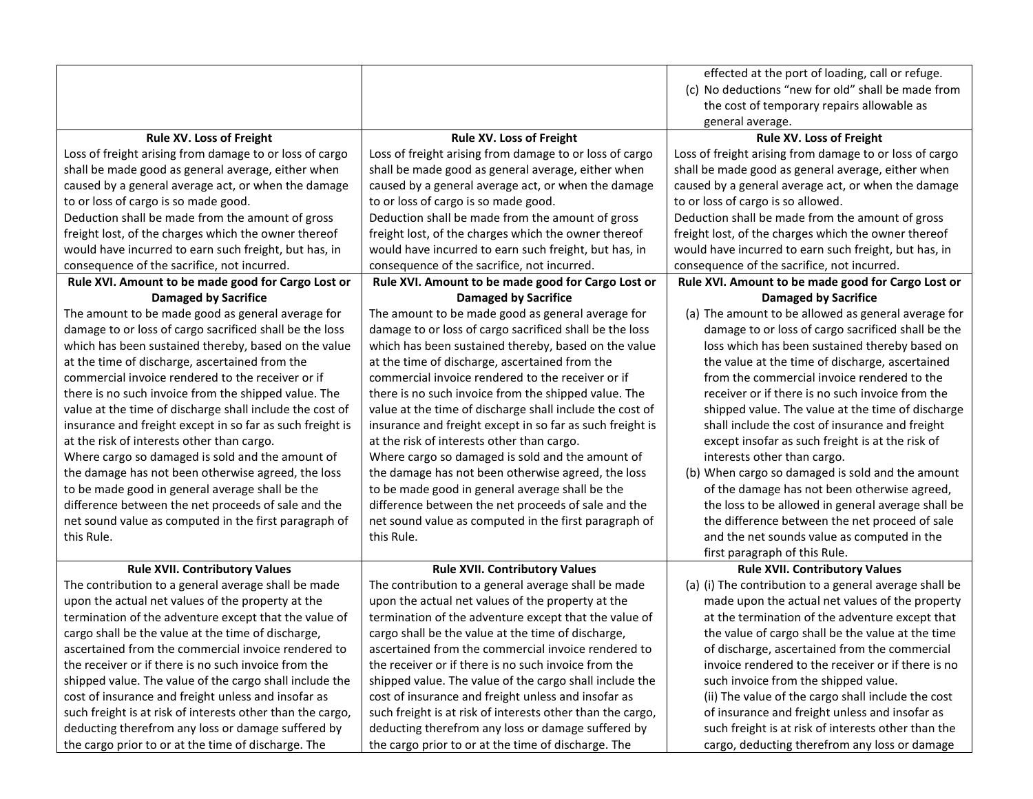| | | |
|---|---|---|
| | | effected at the port of loading, call or refuge.<br>(c) No deductions "new for old" shall be made from the cost of temporary repairs allowable as general average. |
| **Rule XV. Loss of Freight**<br>Loss of freight arising from damage to or loss of cargo shall be made good as general average, either when caused by a general average act, or when the damage to or loss of cargo is so made good.<br>Deduction shall be made from the amount of gross freight lost, of the charges which the owner thereof would have incurred to earn such freight, but has, in consequence of the sacrifice, not incurred. | **Rule XV. Loss of Freight**<br>Loss of freight arising from damage to or loss of cargo shall be made good as general average, either when caused by a general average act, or when the damage to or loss of cargo is so made good.<br>Deduction shall be made from the amount of gross freight lost, of the charges which the owner thereof would have incurred to earn such freight, but has, in consequence of the sacrifice, not incurred. | **Rule XV. Loss of Freight**<br>Loss of freight arising from damage to or loss of cargo shall be made good as general average, either when caused by a general average act, or when the damage to or loss of cargo is so allowed.<br>Deduction shall be made from the amount of gross freight lost, of the charges which the owner thereof would have incurred to earn such freight, but has, in consequence of the sacrifice, not incurred. |
| **Rule XVI. Amount to be made good for Cargo Lost or Damaged by Sacrifice**<br>The amount to be made good as general average for damage to or loss of cargo sacrificed shall be the loss which has been sustained thereby, based on the value at the time of discharge, ascertained from the commercial invoice rendered to the receiver or if there is no such invoice from the shipped value. The value at the time of discharge shall include the cost of insurance and freight except in so far as such freight is at the risk of interests other than cargo.<br>Where cargo so damaged is sold and the amount of the damage has not been otherwise agreed, the loss to be made good in general average shall be the difference between the net proceeds of sale and the net sound value as computed in the first paragraph of this Rule. | **Rule XVI. Amount to be made good for Cargo Lost or Damaged by Sacrifice**<br>The amount to be made good as general average for damage to or loss of cargo sacrificed shall be the loss which has been sustained thereby, based on the value at the time of discharge, ascertained from the commercial invoice rendered to the receiver or if there is no such invoice from the shipped value. The value at the time of discharge shall include the cost of insurance and freight except in so far as such freight is at the risk of interests other than cargo.<br>Where cargo so damaged is sold and the amount of the damage has not been otherwise agreed, the loss to be made good in general average shall be the difference between the net proceeds of sale and the net sound value as computed in the first paragraph of this Rule. | **Rule XVI. Amount to be made good for Cargo Lost or Damaged by Sacrifice**<br>(a) The amount to be allowed as general average for damage to or loss of cargo sacrificed shall be the loss which has been sustained thereby based on the value at the time of discharge, ascertained from the commercial invoice rendered to the receiver or if there is no such invoice from the shipped value. The value at the time of discharge shall include the cost of insurance and freight except insofar as such freight is at the risk of interests other than cargo.<br>(b) When cargo so damaged is sold and the amount of the damage has not been otherwise agreed, the loss to be allowed in general average shall be the difference between the net proceed of sale and the net sounds value as computed in the first paragraph of this Rule. |
| **Rule XVII. Contributory Values**<br>The contribution to a general average shall be made upon the actual net values of the property at the termination of the adventure except that the value of cargo shall be the value at the time of discharge, ascertained from the commercial invoice rendered to the receiver or if there is no such invoice from the shipped value. The value of the cargo shall include the cost of insurance and freight unless and insofar as such freight is at risk of interests other than the cargo, deducting therefrom any loss or damage suffered by the cargo prior to or at the time of discharge. The | **Rule XVII. Contributory Values**<br>The contribution to a general average shall be made upon the actual net values of the property at the termination of the adventure except that the value of cargo shall be the value at the time of discharge, ascertained from the commercial invoice rendered to the receiver or if there is no such invoice from the shipped value. The value of the cargo shall include the cost of insurance and freight unless and insofar as such freight is at risk of interests other than the cargo, deducting therefrom any loss or damage suffered by the cargo prior to or at the time of discharge. The | **Rule XVII. Contributory Values**<br>(a) (i) The contribution to a general average shall be made upon the actual net values of the property at the termination of the adventure except that the value of cargo shall be the value at the time of discharge, ascertained from the commercial invoice rendered to the receiver or if there is no such invoice from the shipped value.<br>(ii) The value of the cargo shall include the cost of insurance and freight unless and insofar as such freight is at risk of interests other than the cargo, deducting therefrom any loss or damage |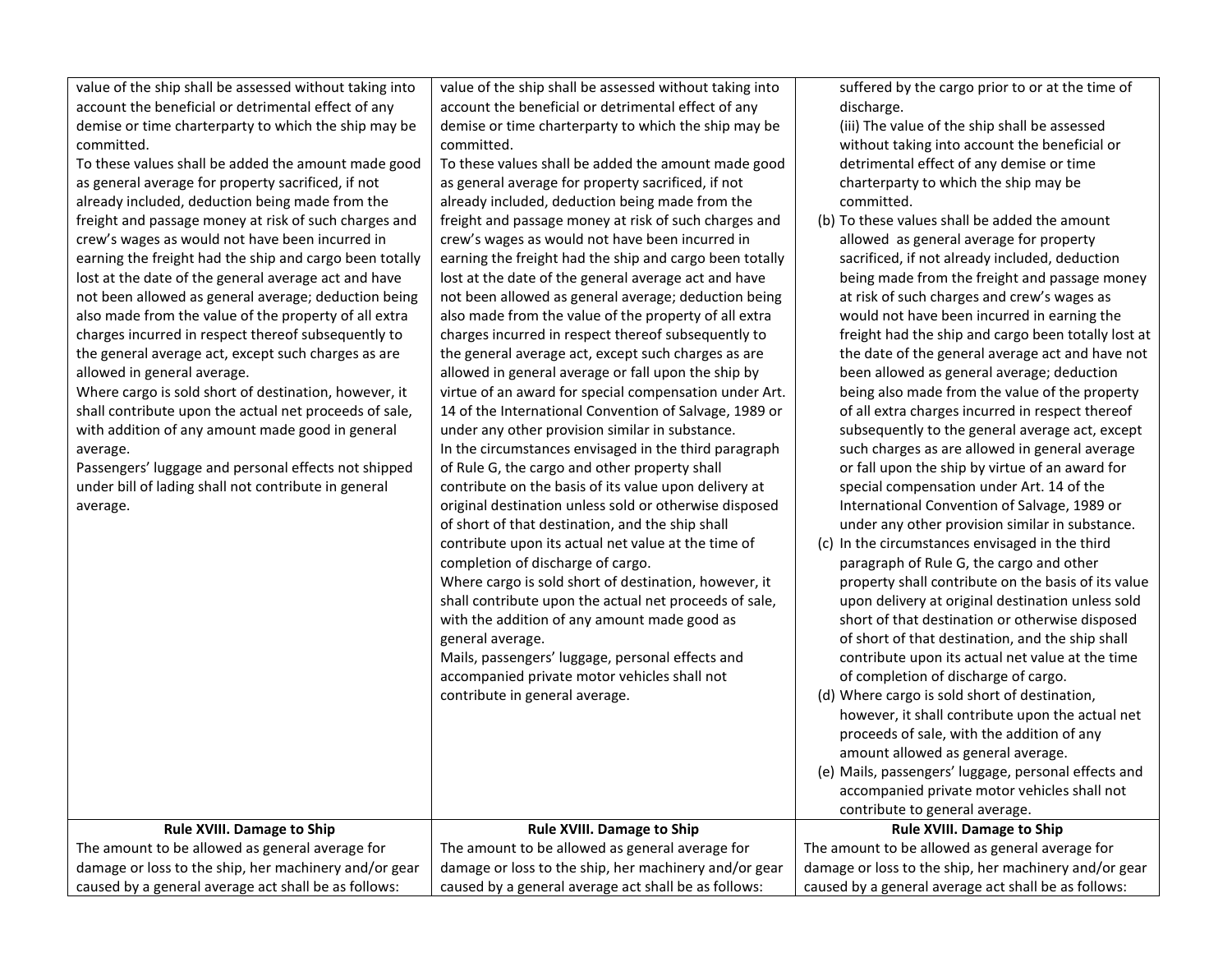| | | |
|---|---|---|
| value of the ship shall be assessed without taking into account the beneficial or detrimental effect of any demise or time charterparty to which the ship may be committed.<br>To these values shall be added the amount made good as general average for property sacrificed, if not already included, deduction being made from the freight and passage money at risk of such charges and crew's wages as would not have been incurred in earning the freight had the ship and cargo been totally lost at the date of the general average act and have not been allowed as general average; deduction being also made from the value of the property of all extra charges incurred in respect thereof subsequently to the general average act, except such charges as are allowed in general average.<br>Where cargo is sold short of destination, however, it shall contribute upon the actual net proceeds of sale, with addition of any amount made good in general average.<br>Passengers' luggage and personal effects not shipped under bill of lading shall not contribute in general average. | value of the ship shall be assessed without taking into account the beneficial or detrimental effect of any demise or time charterparty to which the ship may be committed.<br>To these values shall be added the amount made good as general average for property sacrificed, if not already included, deduction being made from the freight and passage money at risk of such charges and crew's wages as would not have been incurred in earning the freight had the ship and cargo been totally lost at the date of the general average act and have not been allowed as general average; deduction being also made from the value of the property of all extra charges incurred in respect thereof subsequently to the general average act, except such charges as are allowed in general average or fall upon the ship by virtue of an award for special compensation under Art. 14 of the International Convention of Salvage, 1989 or under any other provision similar in substance.<br>In the circumstances envisaged in the third paragraph of Rule G, the cargo and other property shall contribute on the basis of its value upon delivery at original destination unless sold or otherwise disposed of short of that destination, and the ship shall contribute upon its actual net value at the time of completion of discharge of cargo.<br>Where cargo is sold short of destination, however, it shall contribute upon the actual net proceeds of sale, with the addition of any amount made good as general average.<br>Mails, passengers' luggage, personal effects and accompanied private motor vehicles shall not contribute in general average. | suffered by the cargo prior to or at the time of discharge.<br>(iii) The value of the ship shall be assessed without taking into account the beneficial or detrimental effect of any demise or time charterparty to which the ship may be committed.<br>(b) To these values shall be added the amount allowed as general average for property sacrificed, if not already included, deduction being made from the freight and passage money at risk of such charges and crew's wages as would not have been incurred in earning the freight had the ship and cargo been totally lost at the date of the general average act and have not been allowed as general average; deduction being also made from the value of the property of all extra charges incurred in respect thereof subsequently to the general average act, except such charges as are allowed in general average or fall upon the ship by virtue of an award for special compensation under Art. 14 of the International Convention of Salvage, 1989 or under any other provision similar in substance.<br>(c) In the circumstances envisaged in the third paragraph of Rule G, the cargo and other property shall contribute on the basis of its value upon delivery at original destination unless sold short of that destination or otherwise disposed of short of that destination, and the ship shall contribute upon its actual net value at the time of completion of discharge of cargo.<br>(d) Where cargo is sold short of destination, however, it shall contribute upon the actual net proceeds of sale, with the addition of any amount allowed as general average.<br>(e) Mails, passengers' luggage, personal effects and accompanied private motor vehicles shall not contribute to general average. |
| **Rule XVIII. Damage to Ship**<br>The amount to be allowed as general average for damage or loss to the ship, her machinery and/or gear caused by a general average act shall be as follows: | **Rule XVIII. Damage to Ship**<br>The amount to be allowed as general average for damage or loss to the ship, her machinery and/or gear caused by a general average act shall be as follows: | **Rule XVIII. Damage to Ship**<br>The amount to be allowed as general average for damage or loss to the ship, her machinery and/or gear caused by a general average act shall be as follows: |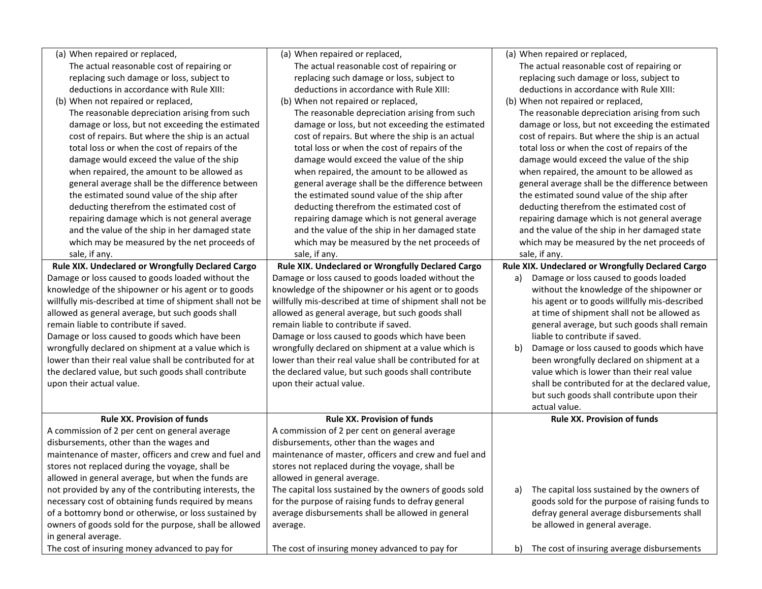| | | |
|---|---|---|
| (a) When repaired or replaced,<br>The actual reasonable cost of repairing or replacing such damage or loss, subject to deductions in accordance with Rule XIII:<br>(b) When not repaired or replaced,<br>The reasonable depreciation arising from such damage or loss, but not exceeding the estimated cost of repairs. But where the ship is an actual total loss or when the cost of repairs of the damage would exceed the value of the ship when repaired, the amount to be allowed as general average shall be the difference between the estimated sound value of the ship after deducting therefrom the estimated cost of repairing damage which is not general average and the value of the ship in her damaged state which may be measured by the net proceeds of sale, if any. | (a) When repaired or replaced,<br>The actual reasonable cost of repairing or replacing such damage or loss, subject to deductions in accordance with Rule XIII:<br>(b) When not repaired or replaced,<br>The reasonable depreciation arising from such damage or loss, but not exceeding the estimated cost of repairs. But where the ship is an actual total loss or when the cost of repairs of the damage would exceed the value of the ship when repaired, the amount to be allowed as general average shall be the difference between the estimated sound value of the ship after deducting therefrom the estimated cost of repairing damage which is not general average and the value of the ship in her damaged state which may be measured by the net proceeds of sale, if any. | (a) When repaired or replaced,<br>The actual reasonable cost of repairing or replacing such damage or loss, subject to deductions in accordance with Rule XIII:<br>(b) When not repaired or replaced,<br>The reasonable depreciation arising from such damage or loss, but not exceeding the estimated cost of repairs. But where the ship is an actual total loss or when the cost of repairs of the damage would exceed the value of the ship when repaired, the amount to be allowed as general average shall be the difference between the estimated sound value of the ship after deducting therefrom the estimated cost of repairing damage which is not general average and the value of the ship in her damaged state which may be measured by the net proceeds of sale, if any. |
| **Rule XIX. Undeclared or Wrongfully Declared Cargo**<br>Damage or loss caused to goods loaded without the knowledge of the shipowner or his agent or to goods willfully mis-described at time of shipment shall not be allowed as general average, but such goods shall remain liable to contribute if saved.<br>Damage or loss caused to goods which have been wrongfully declared on shipment at a value which is lower than their real value shall be contributed for at the declared value, but such goods shall contribute upon their actual value. | **Rule XIX. Undeclared or Wrongfully Declared Cargo**<br>Damage or loss caused to goods loaded without the knowledge of the shipowner or his agent or to goods willfully mis-described at time of shipment shall not be allowed as general average, but such goods shall remain liable to contribute if saved.<br>Damage or loss caused to goods which have been wrongfully declared on shipment at a value which is lower than their real value shall be contributed for at the declared value, but such goods shall contribute upon their actual value. | **Rule XIX. Undeclared or Wrongfully Declared Cargo**<br>a) Damage or loss caused to goods loaded without the knowledge of the shipowner or his agent or to goods willfully mis-described at time of shipment shall not be allowed as general average, but such goods shall remain liable to contribute if saved.<br>b) Damage or loss caused to goods which have been wrongfully declared on shipment at a value which is lower than their real value shall be contributed for at the declared value, but such goods shall contribute upon their actual value. |
| **Rule XX. Provision of funds**<br>A commission of 2 per cent on general average disbursements, other than the wages and maintenance of master, officers and crew and fuel and stores not replaced during the voyage, shall be allowed in general average, but when the funds are not provided by any of the contributing interests, the necessary cost of obtaining funds required by means of a bottomry bond or otherwise, or loss sustained by owners of goods sold for the purpose, shall be allowed in general average.<br>The cost of insuring money advanced to pay for | **Rule XX. Provision of funds**<br>A commission of 2 per cent on general average disbursements, other than the wages and maintenance of master, officers and crew and fuel and stores not replaced during the voyage, shall be allowed in general average.<br>The capital loss sustained by the owners of goods sold for the purpose of raising funds to defray general average disbursements shall be allowed in general average.<br>The cost of insuring money advanced to pay for | **Rule XX. Provision of funds**<br>a) The capital loss sustained by the owners of goods sold for the purpose of raising funds to defray general average disbursements shall be allowed in general average.<br>b) The cost of insuring average disbursements |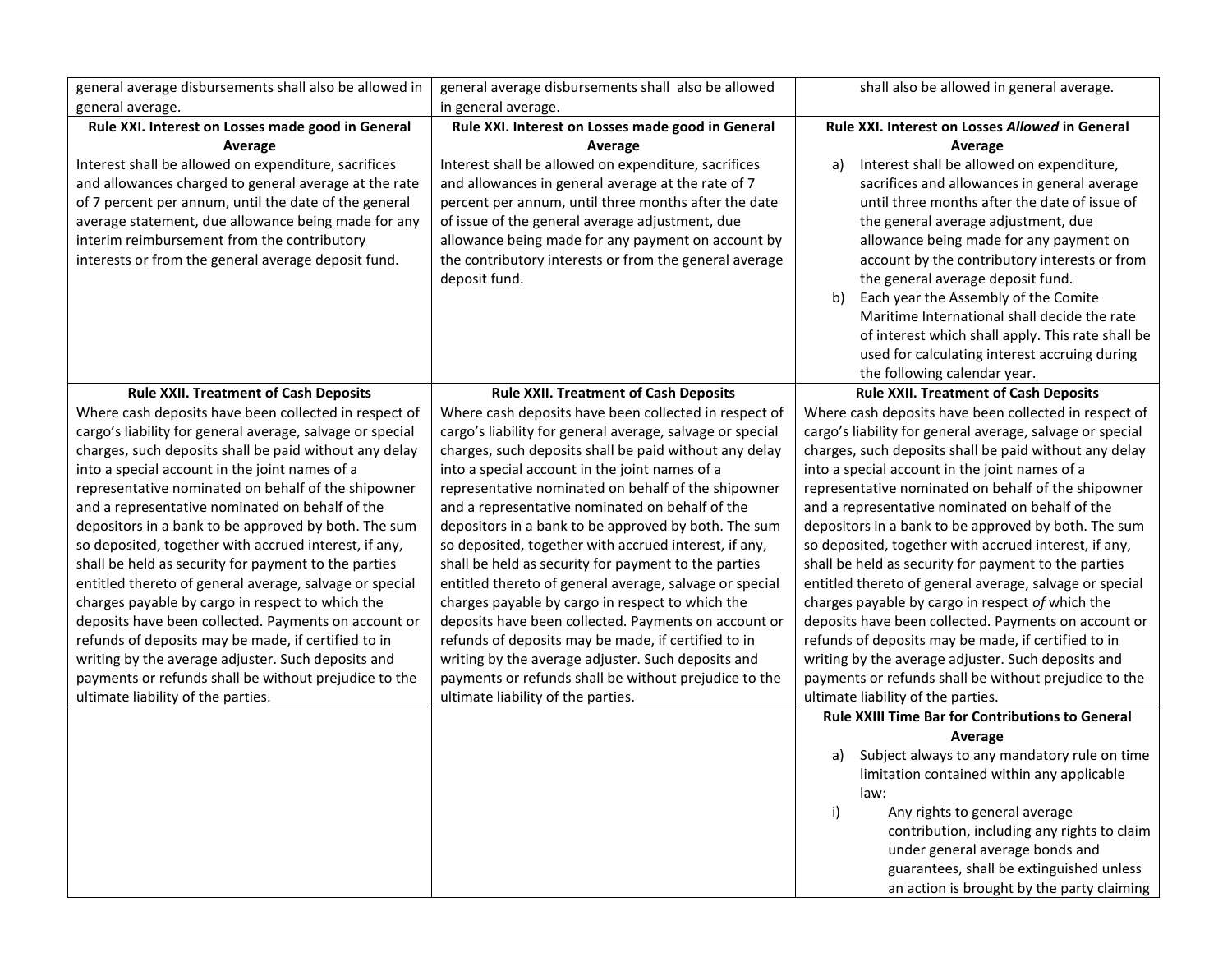| | | |
|---|---|---|
| general average disbursements shall also be allowed in general average. | general average disbursements shall also be allowed in general average. | shall also be allowed in general average. |
| **Rule XXI. Interest on Losses made good in General Average**<br>Interest shall be allowed on expenditure, sacrifices and allowances charged to general average at the rate of 7 percent per annum, until the date of the general average statement, due allowance being made for any interim reimbursement from the contributory interests or from the general average deposit fund. | **Rule XXI. Interest on Losses made good in General Average**<br>Interest shall be allowed on expenditure, sacrifices and allowances in general average at the rate of 7 percent per annum, until three months after the date of issue of the general average adjustment, due allowance being made for any payment on account by the contributory interests or from the general average deposit fund. | **Rule XXI. Interest on Losses *Allowed* in General Average**<br>a) Interest shall be allowed on expenditure, sacrifices and allowances in general average until three months after the date of issue of the general average adjustment, due allowance being made for any payment on account by the contributory interests or from the general average deposit fund.<br>b) Each year the Assembly of the Comite Maritime International shall decide the rate of interest which shall apply. This rate shall be used for calculating interest accruing during the following calendar year. |
| **Rule XXII. Treatment of Cash Deposits**<br>Where cash deposits have been collected in respect of cargo's liability for general average, salvage or special charges, such deposits shall be paid without any delay into a special account in the joint names of a representative nominated on behalf of the shipowner and a representative nominated on behalf of the depositors in a bank to be approved by both. The sum so deposited, together with accrued interest, if any, shall be held as security for payment to the parties entitled thereto of general average, salvage or special charges payable by cargo in respect to which the deposits have been collected. Payments on account or refunds of deposits may be made, if certified to in writing by the average adjuster. Such deposits and payments or refunds shall be without prejudice to the ultimate liability of the parties. | **Rule XXII. Treatment of Cash Deposits**<br>Where cash deposits have been collected in respect of cargo's liability for general average, salvage or special charges, such deposits shall be paid without any delay into a special account in the joint names of a representative nominated on behalf of the shipowner and a representative nominated on behalf of the depositors in a bank to be approved by both. The sum so deposited, together with accrued interest, if any, shall be held as security for payment to the parties entitled thereto of general average, salvage or special charges payable by cargo in respect to which the deposits have been collected. Payments on account or refunds of deposits may be made, if certified to in writing by the average adjuster. Such deposits and payments or refunds shall be without prejudice to the ultimate liability of the parties. | **Rule XXII. Treatment of Cash Deposits**<br>Where cash deposits have been collected in respect of cargo's liability for general average, salvage or special charges, such deposits shall be paid without any delay into a special account in the joint names of a representative nominated on behalf of the shipowner and a representative nominated on behalf of the depositors in a bank to be approved by both. The sum so deposited, together with accrued interest, if any, shall be held as security for payment to the parties entitled thereto of general average, salvage or special charges payable by cargo in respect *of* which the deposits have been collected. Payments on account or refunds of deposits may be made, if certified to in writing by the average adjuster. Such deposits and payments or refunds shall be without prejudice to the ultimate liability of the parties. |
| | | **Rule XXIII Time Bar for Contributions to General Average**<br>a) Subject always to any mandatory rule on time limitation contained within any applicable law:<br>i) Any rights to general average contribution, including any rights to claim under general average bonds and guarantees, shall be extinguished unless an action is brought by the party claiming |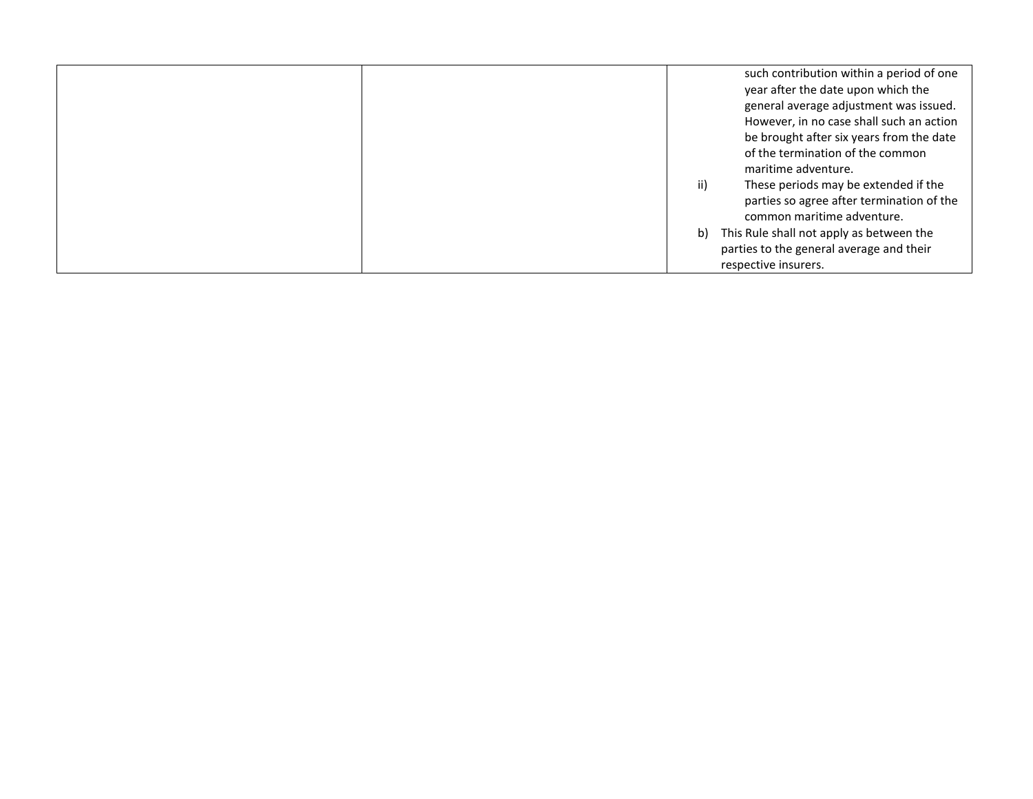| | | |
|---|---|---|
| | | such contribution within a period of one year after the date upon which the general average adjustment was issued. However, in no case shall such an action be brought after six years from the date of the termination of the common maritime adventure.<br>ii) These periods may be extended if the parties so agree after termination of the common maritime adventure.<br>b) This Rule shall not apply as between the parties to the general average and their respective insurers. |